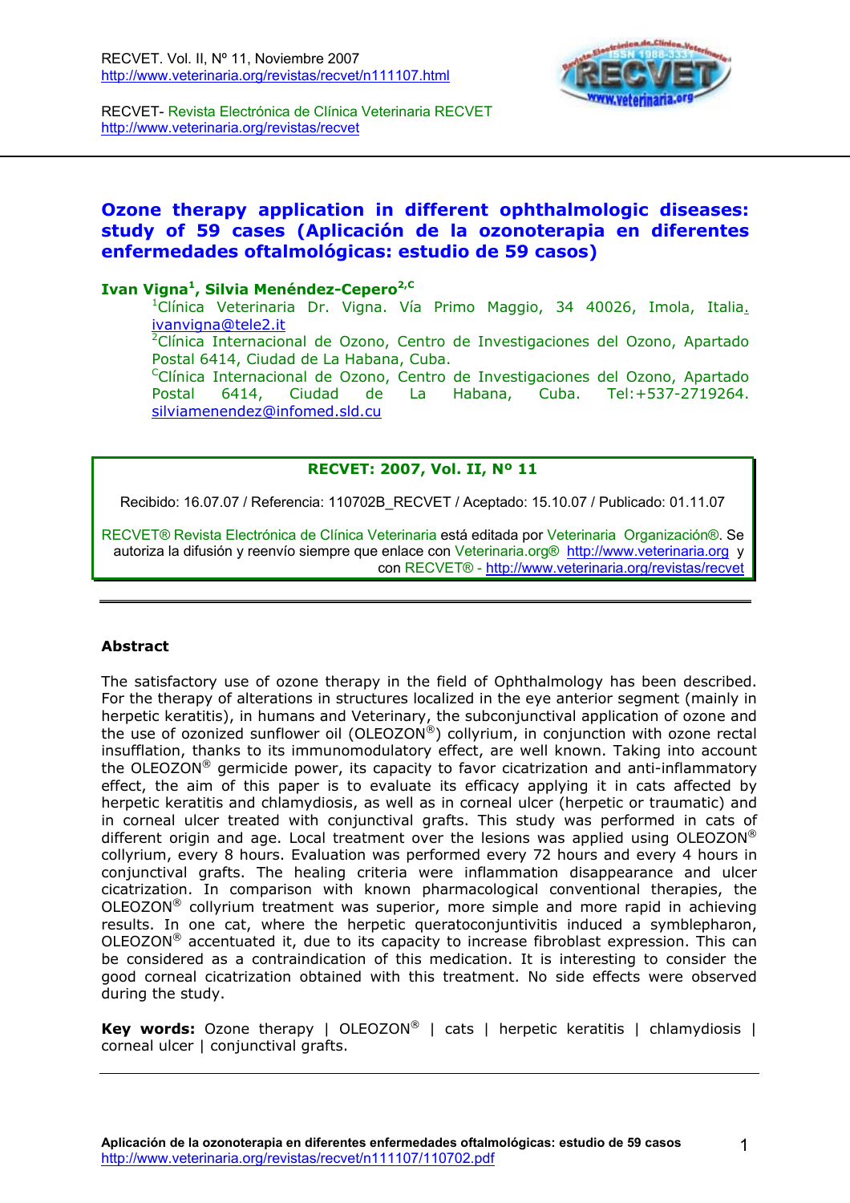# Ozone therapy application in different ophthalmologic diseases: study of 59 cases (Aplicación de la ozonoterapia en diferentes enfermedades oftalmológicas: estudio de 59 casos)

**Ivan Vigna[1], Silvia Menéndez-Cepero[2,C]**

[1]Clínica Veterinaria Dr. Vigna. Vía Primo Maggio, 34 40026, Imola, Italia. ivanvigna@tele2.it

[2]Clínica Internacional de Ozono, Centro de Investigaciones del Ozono, Apartado Postal 6414, Ciudad de La Habana, Cuba.

[C]Clínica Internacional de Ozono, Centro de Investigaciones del Ozono, Apartado Postal 6414, Ciudad de La Habana, Cuba. Tel:+537-2719264. silviamenendez@infomed.sld.cu

**RECVET: 2007, Vol. II, Nº 11**

Recibido: 16.07.07 / Referencia: 110702B_RECVET / Aceptado: 15.10.07 / Publicado: 01.11.07

RECVET® Revista Electrónica de Clínica Veterinaria está editada por Veterinaria Organización®. Se autoriza la difusión y reenvío siempre que enlace con Veterinaria.org® http://www.veterinaria.org y con RECVET® - http://www.veterinaria.org/revistas/recvet

## Abstract

The satisfactory use of ozone therapy in the field of Ophthalmology has been described. For the therapy of alterations in structures localized in the eye anterior segment (mainly in herpetic keratitis), in humans and Veterinary, the subconjunctival application of ozone and the use of ozonized sunflower oil (OLEOZON®) collyrium, in conjunction with ozone rectal insufflation, thanks to its immunomodulatory effect, are well known. Taking into account the OLEOZON® germicide power, its capacity to favor cicatrization and anti-inflammatory effect, the aim of this paper is to evaluate its efficacy applying it in cats affected by herpetic keratitis and chlamydiosis, as well as in corneal ulcer (herpetic or traumatic) and in corneal ulcer treated with conjunctival grafts. This study was performed in cats of different origin and age. Local treatment over the lesions was applied using OLEOZON® collyrium, every 8 hours. Evaluation was performed every 72 hours and every 4 hours in conjunctival grafts. The healing criteria were inflammation disappearance and ulcer cicatrization. In comparison with known pharmacological conventional therapies, the OLEOZON® collyrium treatment was superior, more simple and more rapid in achieving results. In one cat, where the herpetic queratoconjuntivitis induced a symblepharon, OLEOZON® accentuated it, due to its capacity to increase fibroblast expression. This can be considered as a contraindication of this medication. It is interesting to consider the good corneal cicatrization obtained with this treatment. No side effects were observed during the study.

**Key words:** Ozone therapy | OLEOZON® | cats | herpetic keratitis | chlamydiosis | corneal ulcer | conjunctival grafts.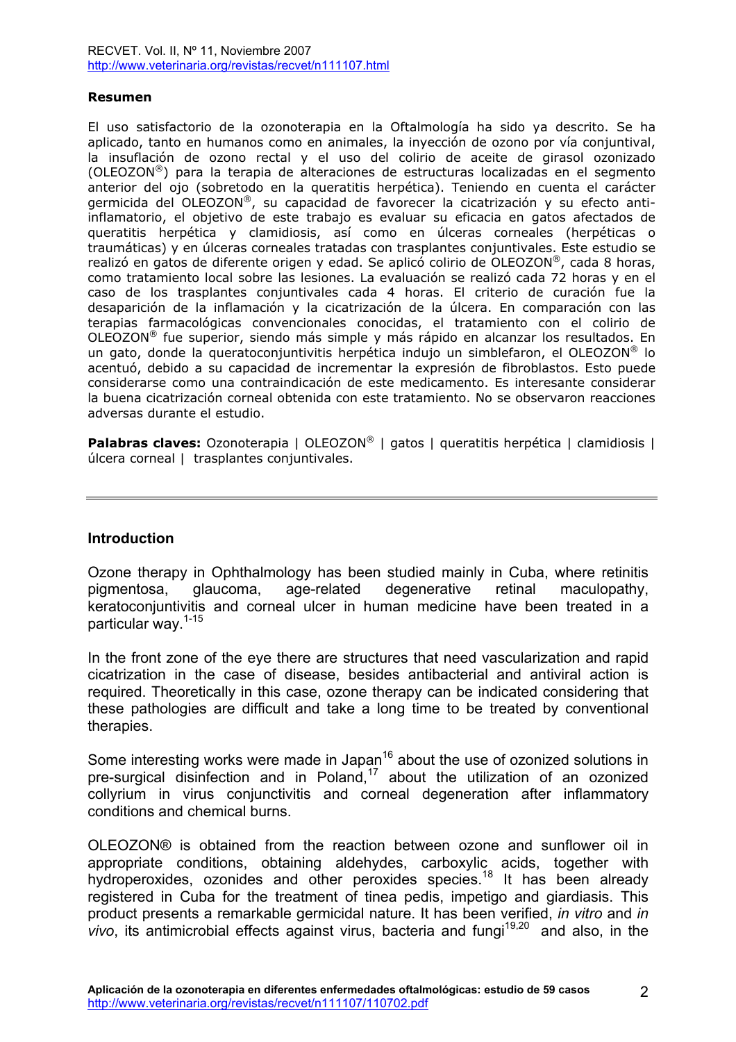#### Resumen

El uso satisfactorio de la ozonoterapia en la Oftalmología ha sido ya descrito. Se ha aplicado, tanto en humanos como en animales, la inyección de ozono por vía conjuntival, la insuflación de ozono rectal y el uso del colirio de aceite de girasol ozonizado (OLEOZON®) para la terapia de alteraciones de estructuras localizadas en el segmento anterior del ojo (sobretodo en la queratitis herpética). Teniendo en cuenta el carácter germicida del OLEOZON®, su capacidad de favorecer la cicatrización y su efecto anti-inflamatorio, el objetivo de este trabajo es evaluar su eficacia en gatos afectados de queratitis herpética y clamidiosis, así como en úlceras corneales (herpéticas o traumáticas) y en úlceras corneales tratadas con trasplantes conjuntivales. Este estudio se realizó en gatos de diferente origen y edad. Se aplicó colirio de OLEOZON®, cada 8 horas, como tratamiento local sobre las lesiones. La evaluación se realizó cada 72 horas y en el caso de los trasplantes conjuntivales cada 4 horas. El criterio de curación fue la desaparición de la inflamación y la cicatrización de la úlcera. En comparación con las terapias farmacológicas convencionales conocidas, el tratamiento con el colirio de OLEOZON® fue superior, siendo más simple y más rápido en alcanzar los resultados. En un gato, donde la queratoconjuntivitis herpética indujo un simblefaron, el OLEOZON® lo acentuó, debido a su capacidad de incrementar la expresión de fibroblastos. Esto puede considerarse como una contraindicación de este medicamento. Es interesante considerar la buena cicatrización corneal obtenida con este tratamiento. No se observaron reacciones adversas durante el estudio.

**Palabras claves:** Ozonoterapia | OLEOZON® | gatos | queratitis herpética | clamidiosis | úlcera corneal | trasplantes conjuntivales.

---

## Introduction

Ozone therapy in Ophthalmology has been studied mainly in Cuba, where retinitis pigmentosa, glaucoma, age-related degenerative retinal maculopathy, keratoconjuntivitis and corneal ulcer in human medicine have been treated in a particular way.[1-15]

In the front zone of the eye there are structures that need vascularization and rapid cicatrization in the case of disease, besides antibacterial and antiviral action is required. Theoretically in this case, ozone therapy can be indicated considering that these pathologies are difficult and take a long time to be treated by conventional therapies.

Some interesting works were made in Japan[16] about the use of ozonized solutions in pre-surgical disinfection and in Poland,[17] about the utilization of an ozonized collyrium in virus conjunctivitis and corneal degeneration after inflammatory conditions and chemical burns.

OLEOZON® is obtained from the reaction between ozone and sunflower oil in appropriate conditions, obtaining aldehydes, carboxylic acids, together with hydroperoxides, ozonides and other peroxides species.[18] It has been already registered in Cuba for the treatment of tinea pedis, impetigo and giardiasis. This product presents a remarkable germicidal nature. It has been verified, *in vitro* and *in vivo*, its antimicrobial effects against virus, bacteria and fungi[19,20] and also, in the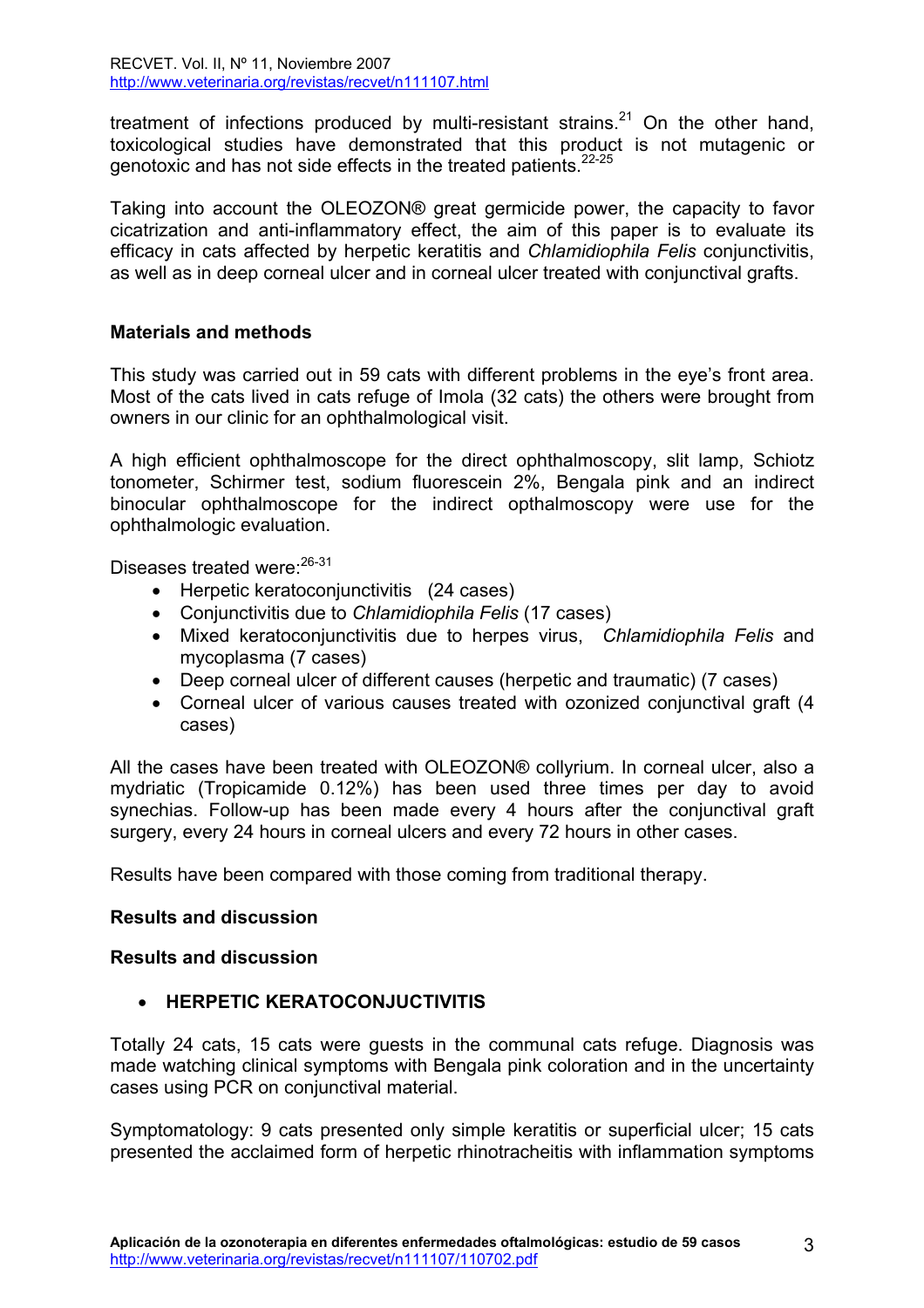treatment of infections produced by multi-resistant strains.[21] On the other hand, toxicological studies have demonstrated that this product is not mutagenic or genotoxic and has not side effects in the treated patients.[22-25]

Taking into account the OLEOZON® great germicide power, the capacity to favor cicatrization and anti-inflammatory effect, the aim of this paper is to evaluate its efficacy in cats affected by herpetic keratitis and *Chlamidiophila Felis* conjunctivitis, as well as in deep corneal ulcer and in corneal ulcer treated with conjunctival grafts.

## Materials and methods

This study was carried out in 59 cats with different problems in the eye's front area. Most of the cats lived in cats refuge of Imola (32 cats) the others were brought from owners in our clinic for an ophthalmological visit.

A high efficient ophthalmoscope for the direct ophthalmoscopy, slit lamp, Schiotz tonometer, Schirmer test, sodium fluorescein 2%, Bengala pink and an indirect binocular ophthalmoscope for the indirect opthalmoscopy were use for the ophthalmologic evaluation.

Diseases treated were:[26-31]

- Herpetic keratoconjunctivitis (24 cases)
- Conjunctivitis due to *Chlamidiophila Felis* (17 cases)
- Mixed keratoconjunctivitis due to herpes virus, *Chlamidiophila Felis* and mycoplasma (7 cases)
- Deep corneal ulcer of different causes (herpetic and traumatic) (7 cases)
- Corneal ulcer of various causes treated with ozonized conjunctival graft (4 cases)

All the cases have been treated with OLEOZON® collyrium. In corneal ulcer, also a mydriatic (Tropicamide 0.12%) has been used three times per day to avoid synechias. Follow-up has been made every 4 hours after the conjunctival graft surgery, every 24 hours in corneal ulcers and every 72 hours in other cases.

Results have been compared with those coming from traditional therapy.

## Results and discussion

## Results and discussion

- **HERPETIC KERATOCONJUCTIVITIS**

Totally 24 cats, 15 cats were guests in the communal cats refuge. Diagnosis was made watching clinical symptoms with Bengala pink coloration and in the uncertainty cases using PCR on conjunctival material.

Symptomatology: 9 cats presented only simple keratitis or superficial ulcer; 15 cats presented the acclaimed form of herpetic rhinotracheitis with inflammation symptoms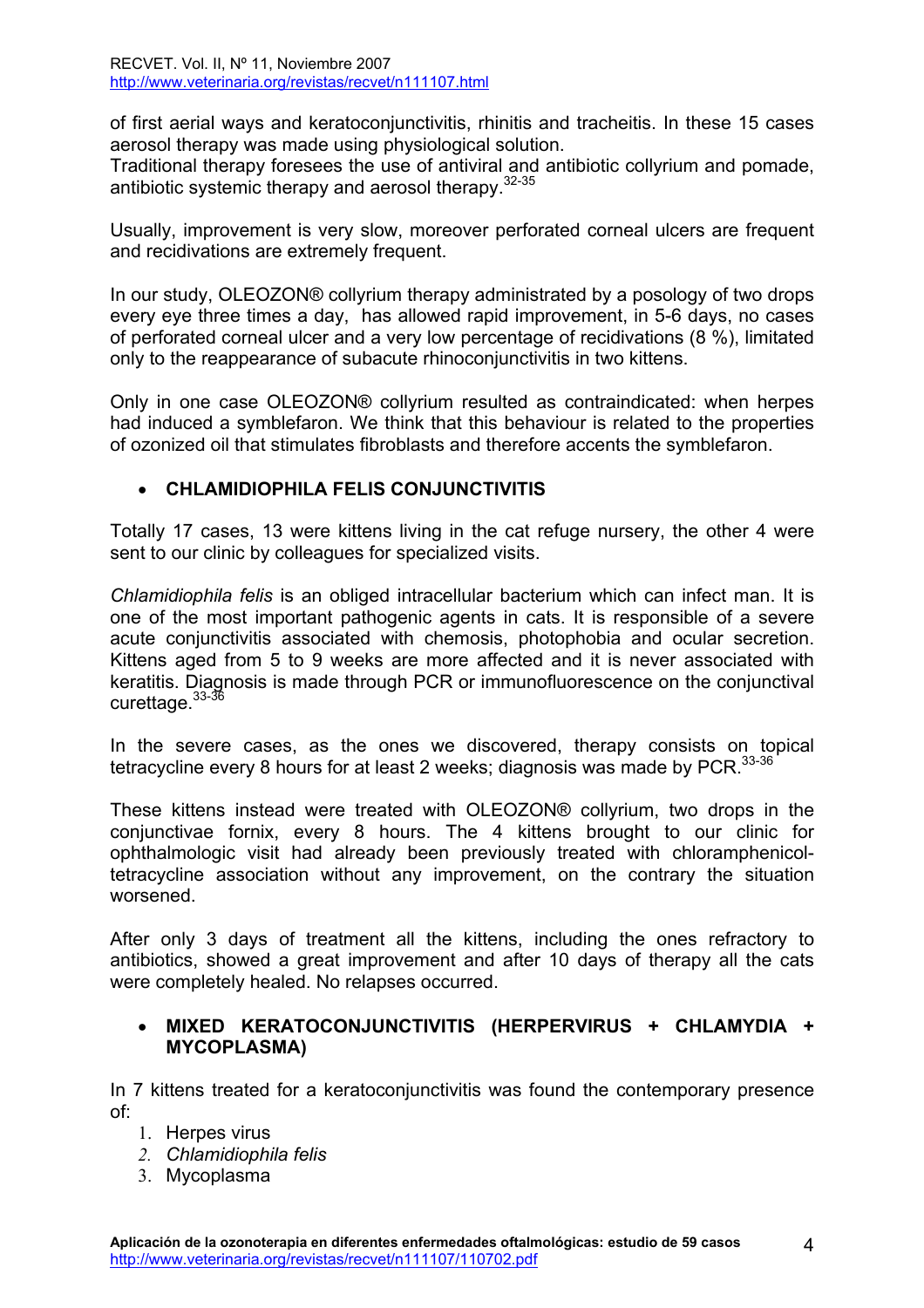of first aerial ways and keratoconjunctivitis, rhinitis and tracheitis. In these 15 cases aerosol therapy was made using physiological solution.
Traditional therapy foresees the use of antiviral and antibiotic collyrium and pomade, antibiotic systemic therapy and aerosol therapy.[32-35]

Usually, improvement is very slow, moreover perforated corneal ulcers are frequent and recidivations are extremely frequent.

In our study, OLEOZON® collyrium therapy administrated by a posology of two drops every eye three times a day, has allowed rapid improvement, in 5-6 days, no cases of perforated corneal ulcer and a very low percentage of recidivations (8 %), limitated only to the reappearance of subacute rhinoconjunctivitis in two kittens.

Only in one case OLEOZON® collyrium resulted as contraindicated: when herpes had induced a symblefaron. We think that this behaviour is related to the properties of ozonized oil that stimulates fibroblasts and therefore accents the symblefaron.

- **CHLAMIDIOPHILA FELIS CONJUNCTIVITIS**

Totally 17 cases, 13 were kittens living in the cat refuge nursery, the other 4 were sent to our clinic by colleagues for specialized visits.

*Chlamidiophila felis* is an obliged intracellular bacterium which can infect man. It is one of the most important pathogenic agents in cats. It is responsible of a severe acute conjunctivitis associated with chemosis, photophobia and ocular secretion. Kittens aged from 5 to 9 weeks are more affected and it is never associated with keratitis. Diagnosis is made through PCR or immunofluorescence on the conjunctival curettage.[33-36]

In the severe cases, as the ones we discovered, therapy consists on topical tetracycline every 8 hours for at least 2 weeks; diagnosis was made by PCR.[33-36]

These kittens instead were treated with OLEOZON® collyrium, two drops in the conjunctivae fornix, every 8 hours. The 4 kittens brought to our clinic for ophthalmologic visit had already been previously treated with chloramphenicol-tetracycline association without any improvement, on the contrary the situation worsened.

After only 3 days of treatment all the kittens, including the ones refractory to antibiotics, showed a great improvement and after 10 days of therapy all the cats were completely healed. No relapses occurred.

- **MIXED KERATOCONJUNCTIVITIS (HERPERVIRUS + CHLAMYDIA + MYCOPLASMA)**

In 7 kittens treated for a keratoconjunctivitis was found the contemporary presence of:

1. Herpes virus
2. *Chlamidiophila felis*
3. Mycoplasma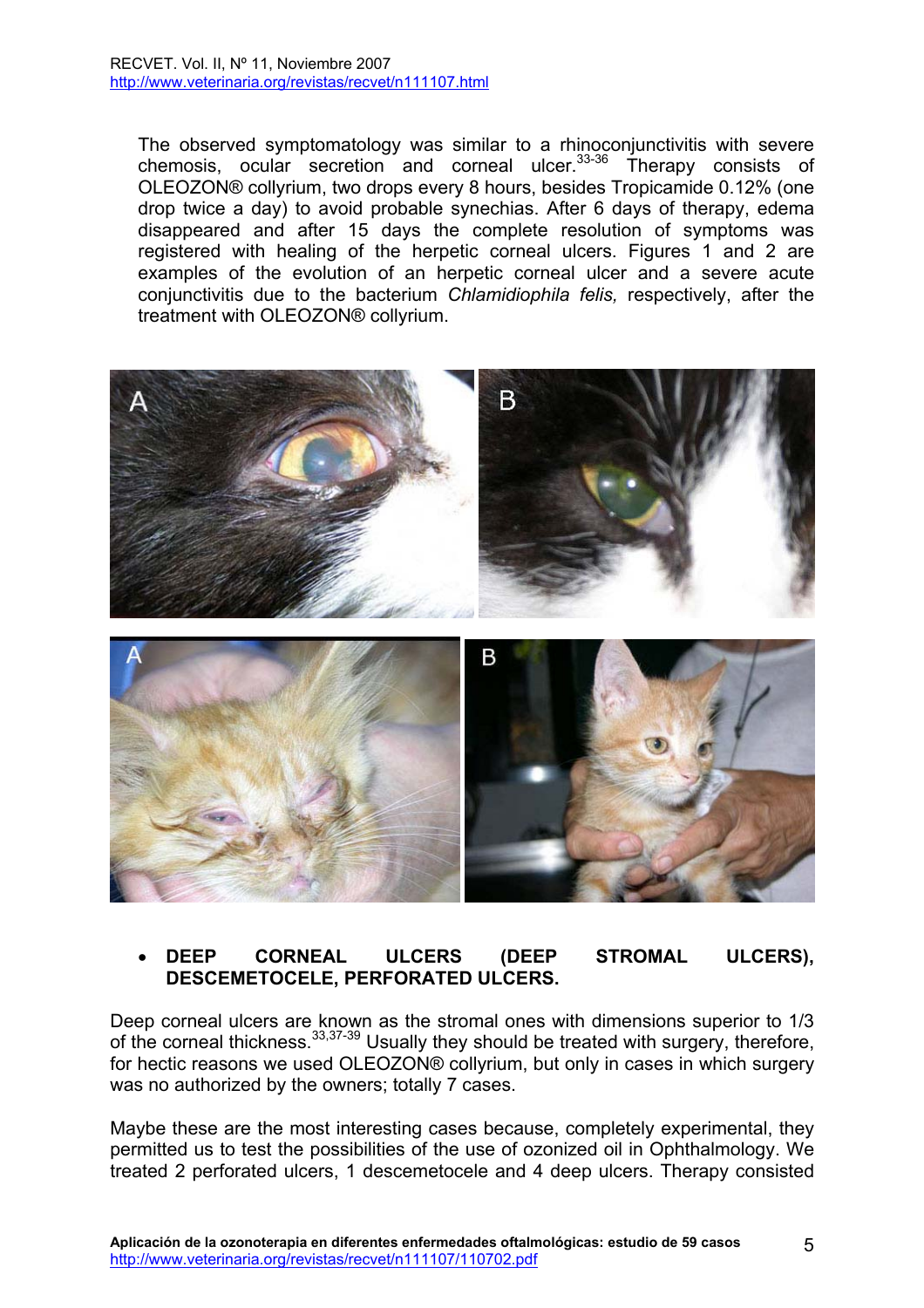The observed symptomatology was similar to a rhinoconjunctivitis with severe chemosis, ocular secretion and corneal ulcer.[33-36] Therapy consists of OLEOZON® collyrium, two drops every 8 hours, besides Tropicamide 0.12% (one drop twice a day) to avoid probable synechias. After 6 days of therapy, edema disappeared and after 15 days the complete resolution of symptoms was registered with healing of the herpetic corneal ulcers. Figures 1 and 2 are examples of the evolution of an herpetic corneal ulcer and a severe acute conjunctivitis due to the bacterium *Chlamidiophila felis,* respectively, after the treatment with OLEOZON® collyrium.

- **DEEP CORNEAL ULCERS (DEEP STROMAL ULCERS), DESCEMETOCELE, PERFORATED ULCERS.**

Deep corneal ulcers are known as the stromal ones with dimensions superior to 1/3 of the corneal thickness.[33,37-39] Usually they should be treated with surgery, therefore, for hectic reasons we used OLEOZON® collyrium, but only in cases in which surgery was no authorized by the owners; totally 7 cases.

Maybe these are the most interesting cases because, completely experimental, they permitted us to test the possibilities of the use of ozonized oil in Ophthalmology. We treated 2 perforated ulcers, 1 descemetocele and 4 deep ulcers. Therapy consisted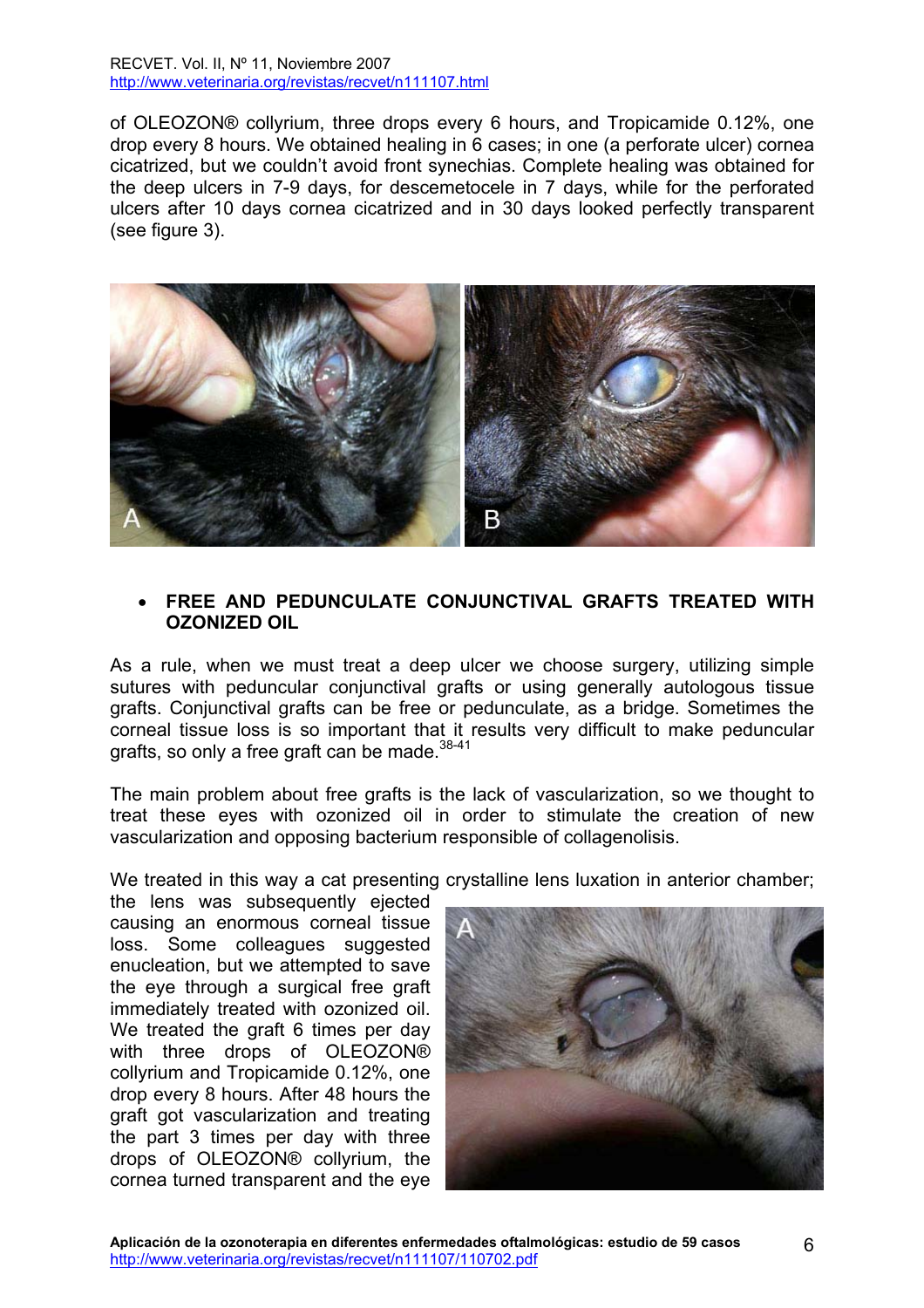of OLEOZON® collyrium, three drops every 6 hours, and Tropicamide 0.12%, one drop every 8 hours. We obtained healing in 6 cases; in one (a perforate ulcer) cornea cicatrized, but we couldn't avoid front synechias. Complete healing was obtained for the deep ulcers in 7-9 days, for descemetocele in 7 days, while for the perforated ulcers after 10 days cornea cicatrized and in 30 days looked perfectly transparent (see figure 3).

- **FREE AND PEDUNCULATE CONJUNCTIVAL GRAFTS TREATED WITH OZONIZED OIL**

As a rule, when we must treat a deep ulcer we choose surgery, utilizing simple sutures with peduncular conjunctival grafts or using generally autologous tissue grafts. Conjunctival grafts can be free or pedunculate, as a bridge. Sometimes the corneal tissue loss is so important that it results very difficult to make peduncular grafts, so only a free graft can be made.[38-41]

The main problem about free grafts is the lack of vascularization, so we thought to treat these eyes with ozonized oil in order to stimulate the creation of new vascularization and opposing bacterium responsible of collagenolisis.

We treated in this way a cat presenting crystalline lens luxation in anterior chamber; the lens was subsequently ejected causing an enormous corneal tissue loss. Some colleagues suggested enucleation, but we attempted to save the eye through a surgical free graft immediately treated with ozonized oil. We treated the graft 6 times per day with three drops of OLEOZON® collyrium and Tropicamide 0.12%, one drop every 8 hours. After 48 hours the graft got vascularization and treating the part 3 times per day with three drops of OLEOZON® collyrium, the cornea turned transparent and the eye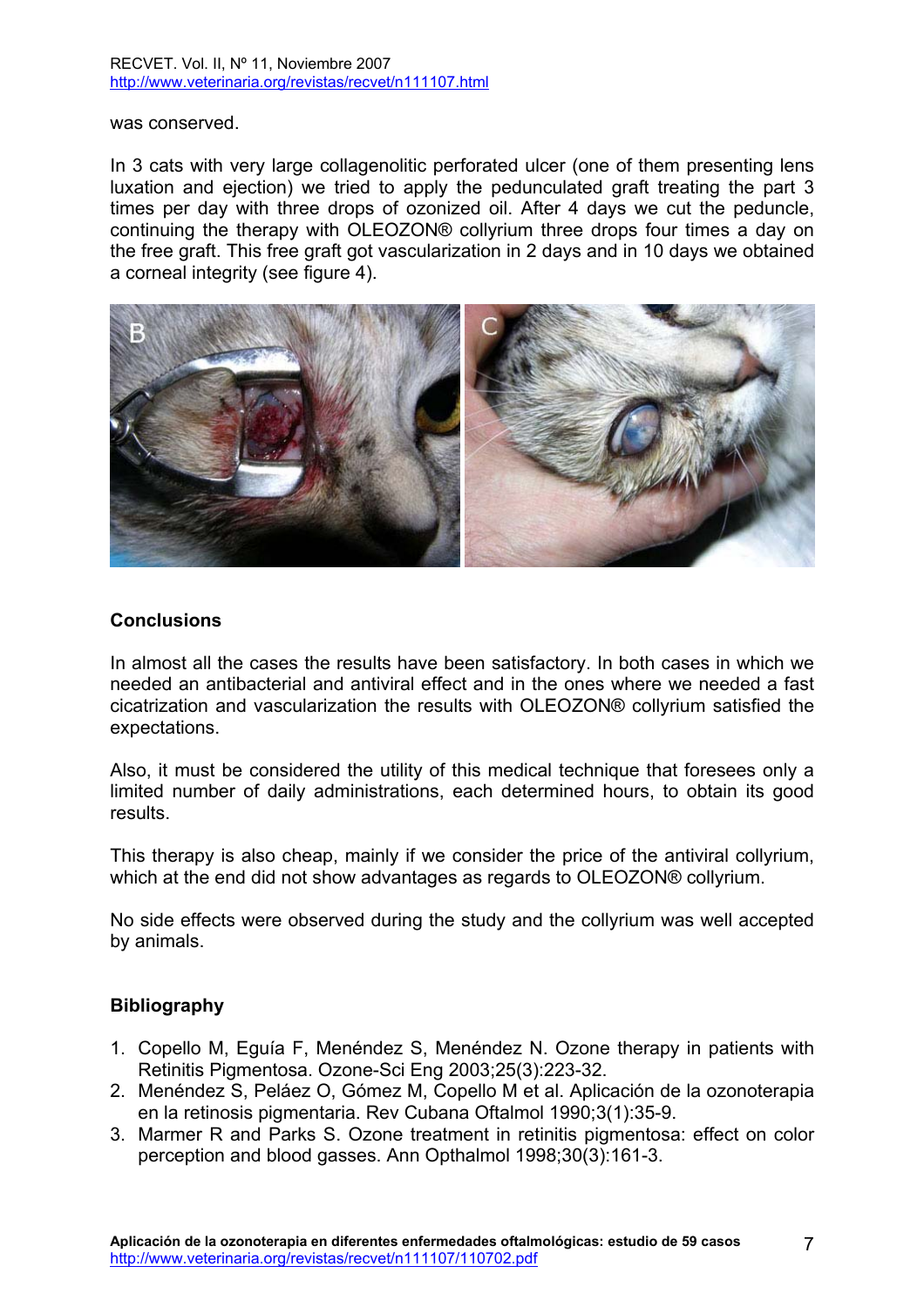was conserved.

In 3 cats with very large collagenolitic perforated ulcer (one of them presenting lens luxation and ejection) we tried to apply the pedunculated graft treating the part 3 times per day with three drops of ozonized oil. After 4 days we cut the peduncle, continuing the therapy with OLEOZON® collyrium three drops four times a day on the free graft. This free graft got vascularization in 2 days and in 10 days we obtained a corneal integrity (see figure 4).

## Conclusions

In almost all the cases the results have been satisfactory. In both cases in which we needed an antibacterial and antiviral effect and in the ones where we needed a fast cicatrization and vascularization the results with OLEOZON® collyrium satisfied the expectations.

Also, it must be considered the utility of this medical technique that foresees only a limited number of daily administrations, each determined hours, to obtain its good results.

This therapy is also cheap, mainly if we consider the price of the antiviral collyrium, which at the end did not show advantages as regards to OLEOZON® collyrium.

No side effects were observed during the study and the collyrium was well accepted by animals.

## Bibliography

1. Copello M, Eguía F, Menéndez S, Menéndez N. Ozone therapy in patients with Retinitis Pigmentosa. Ozone-Sci Eng 2003;25(3):223-32.
2. Menéndez S, Peláez O, Gómez M, Copello M et al. Aplicación de la ozonoterapia en la retinosis pigmentaria. Rev Cubana Oftalmol 1990;3(1):35-9.
3. Marmer R and Parks S. Ozone treatment in retinitis pigmentosa: effect on color perception and blood gasses. Ann Opthalmol 1998;30(3):161-3.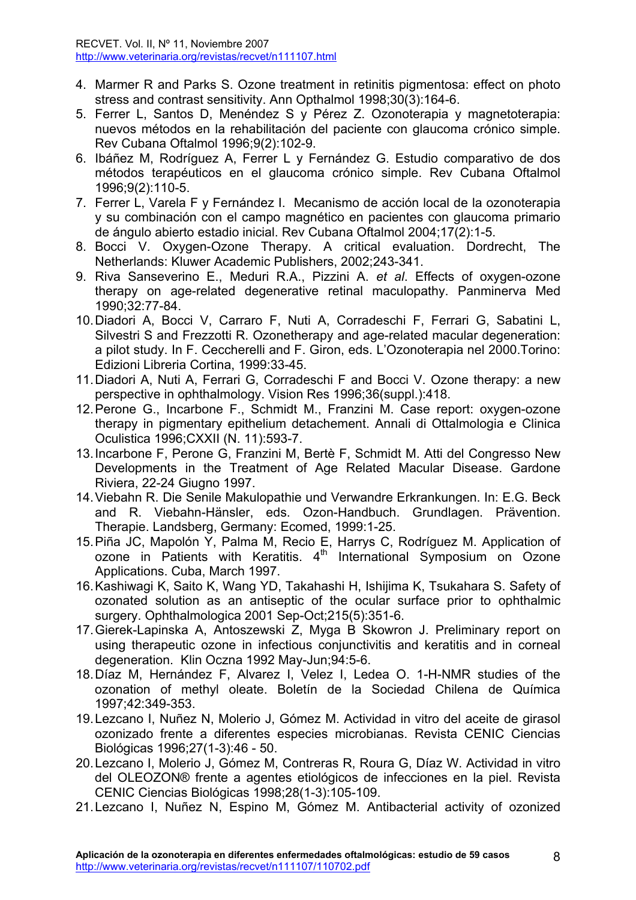4. Marmer R and Parks S. Ozone treatment in retinitis pigmentosa: effect on photo stress and contrast sensitivity. Ann Opthalmol 1998;30(3):164-6.
5. Ferrer L, Santos D, Menéndez S y Pérez Z. Ozonoterapia y magnetoterapia: nuevos métodos en la rehabilitación del paciente con glaucoma crónico simple. Rev Cubana Oftalmol 1996;9(2):102-9.
6. Ibáñez M, Rodríguez A, Ferrer L y Fernández G. Estudio comparativo de dos métodos terapéuticos en el glaucoma crónico simple. Rev Cubana Oftalmol 1996;9(2):110-5.
7. Ferrer L, Varela F y Fernández I. Mecanismo de acción local de la ozonoterapia y su combinación con el campo magnético en pacientes con glaucoma primario de ángulo abierto estadio inicial. Rev Cubana Oftalmol 2004;17(2):1-5.
8. Bocci V. Oxygen-Ozone Therapy. A critical evaluation. Dordrecht, The Netherlands: Kluwer Academic Publishers, 2002;243-341.
9. Riva Sanseverino E., Meduri R.A., Pizzini A. *et al*. Effects of oxygen-ozone therapy on age-related degenerative retinal maculopathy. Panminerva Med 1990;32:77-84.
10. Diadori A, Bocci V, Carraro F, Nuti A, Corradeschi F, Ferrari G, Sabatini L, Silvestri S and Frezzotti R. Ozonetherapy and age-related macular degeneration: a pilot study. In F. Ceccherelli and F. Giron, eds. L'Ozonoterapia nel 2000.Torino: Edizioni Libreria Cortina, 1999:33-45.
11. Diadori A, Nuti A, Ferrari G, Corradeschi F and Bocci V. Ozone therapy: a new perspective in ophthalmology. Vision Res 1996;36(suppl.):418.
12. Perone G., Incarbone F., Schmidt M., Franzini M. Case report: oxygen-ozone therapy in pigmentary epithelium detachement. Annali di Ottalmologia e Clinica Oculistica 1996;CXXII (N. 11):593-7.
13. Incarbone F, Perone G, Franzini M, Bertè F, Schmidt M. Atti del Congresso New Developments in the Treatment of Age Related Macular Disease. Gardone Riviera, 22-24 Giugno 1997.
14. Viebahn R. Die Senile Makulopathie und Verwandre Erkrankungen. In: E.G. Beck and R. Viebahn-Hänsler, eds. Ozon-Handbuch. Grundlagen. Prävention. Therapie. Landsberg, Germany: Ecomed, 1999:1-25.
15. Piña JC, Mapolón Y, Palma M, Recio E, Harrys C, Rodríguez M. Application of ozone in Patients with Keratitis. 4th International Symposium on Ozone Applications. Cuba, March 1997.
16. Kashiwagi K, Saito K, Wang YD, Takahashi H, Ishijima K, Tsukahara S. Safety of ozonated solution as an antiseptic of the ocular surface prior to ophthalmic surgery. Ophthalmologica 2001 Sep-Oct;215(5):351-6.
17. Gierek-Lapinska A, Antoszewski Z, Myga B Skowron J. Preliminary report on using therapeutic ozone in infectious conjunctivitis and keratitis and in corneal degeneration. Klin Oczna 1992 May-Jun;94:5-6.
18. Díaz M, Hernández F, Alvarez I, Velez I, Ledea O. 1-H-NMR studies of the ozonation of methyl oleate. Boletín de la Sociedad Chilena de Química 1997;42:349-353.
19. Lezcano I, Nuñez N, Molerio J, Gómez M. Actividad in vitro del aceite de girasol ozonizado frente a diferentes especies microbianas. Revista CENIC Ciencias Biológicas 1996;27(1-3):46 - 50.
20. Lezcano I, Molerio J, Gómez M, Contreras R, Roura G, Díaz W. Actividad in vitro del OLEOZON® frente a agentes etiológicos de infecciones en la piel. Revista CENIC Ciencias Biológicas 1998;28(1-3):105-109.
21. Lezcano I, Nuñez N, Espino M, Gómez M. Antibacterial activity of ozonized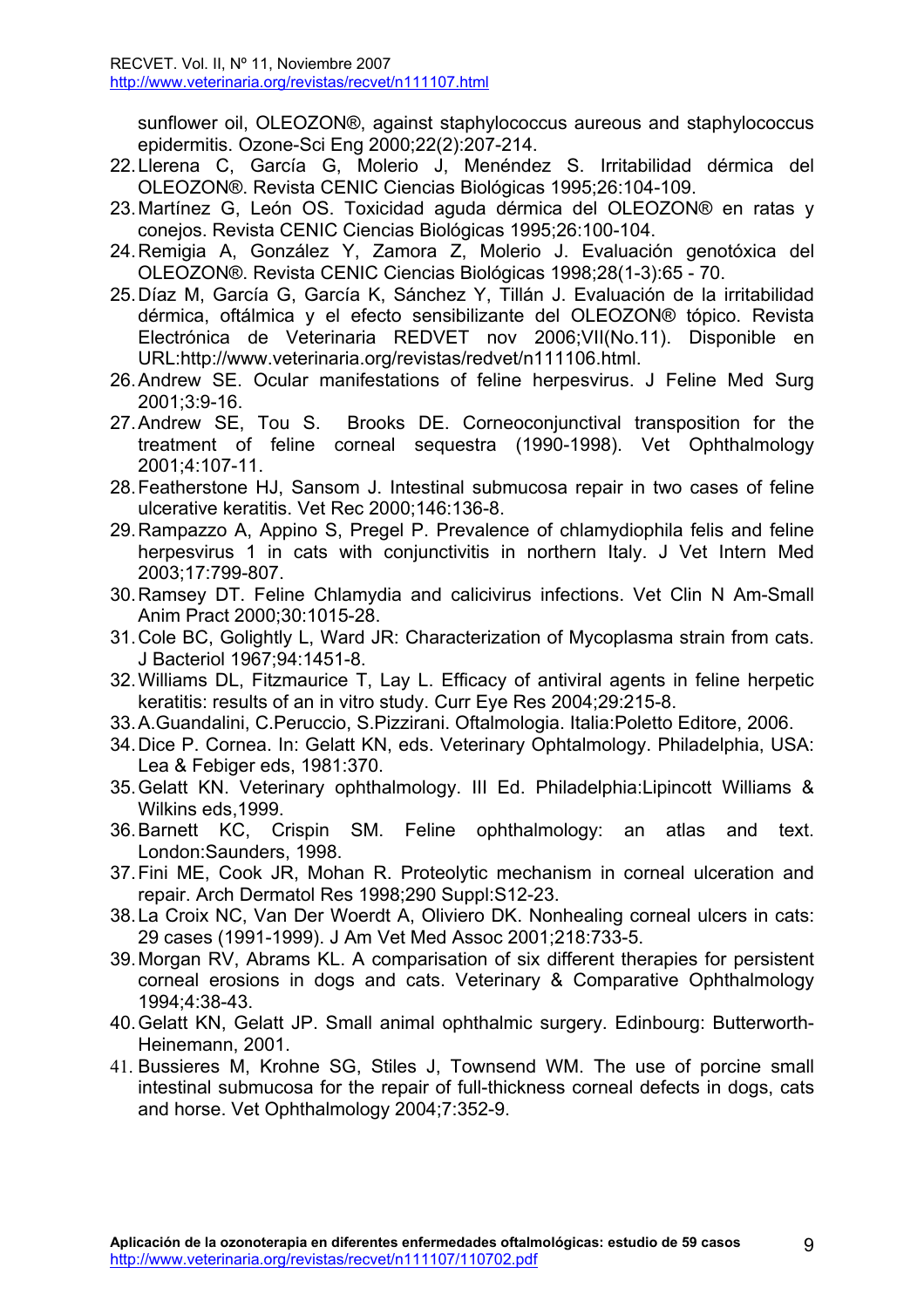sunflower oil, OLEOZON®, against staphylococcus aureous and staphylococcus epidermitis. Ozone-Sci Eng 2000;22(2):207-214.

22. Llerena C, García G, Molerio J, Menéndez S. Irritabilidad dérmica del OLEOZON®. Revista CENIC Ciencias Biológicas 1995;26:104-109.
23. Martínez G, León OS. Toxicidad aguda dérmica del OLEOZON® en ratas y conejos. Revista CENIC Ciencias Biológicas 1995;26:100-104.
24. Remigia A, González Y, Zamora Z, Molerio J. Evaluación genotóxica del OLEOZON®. Revista CENIC Ciencias Biológicas 1998;28(1-3):65 - 70.
25. Díaz M, García G, García K, Sánchez Y, Tillán J. Evaluación de la irritabilidad dérmica, oftálmica y el efecto sensibilizante del OLEOZON® tópico. Revista Electrónica de Veterinaria REDVET nov 2006;VII(No.11). Disponible en URL:http://www.veterinaria.org/revistas/redvet/n111106.html.
26. Andrew SE. Ocular manifestations of feline herpesvirus. J Feline Med Surg 2001;3:9-16.
27. Andrew SE, Tou S. Brooks DE. Corneoconjunctival transposition for the treatment of feline corneal sequestra (1990-1998). Vet Ophthalmology 2001;4:107-11.
28. Featherstone HJ, Sansom J. Intestinal submucosa repair in two cases of feline ulcerative keratitis. Vet Rec 2000;146:136-8.
29. Rampazzo A, Appino S, Pregel P. Prevalence of chlamydiophila felis and feline herpesvirus 1 in cats with conjunctivitis in northern Italy. J Vet Intern Med 2003;17:799-807.
30. Ramsey DT. Feline Chlamydia and calicivirus infections. Vet Clin N Am-Small Anim Pract 2000;30:1015-28.
31. Cole BC, Golightly L, Ward JR: Characterization of Mycoplasma strain from cats. J Bacteriol 1967;94:1451-8.
32. Williams DL, Fitzmaurice T, Lay L. Efficacy of antiviral agents in feline herpetic keratitis: results of an in vitro study. Curr Eye Res 2004;29:215-8.
33. A.Guandalini, C.Peruccio, S.Pizzirani. Oftalmologia. Italia:Poletto Editore, 2006.
34. Dice P. Cornea. In: Gelatt KN, eds. Veterinary Ophtalmology. Philadelphia, USA: Lea & Febiger eds, 1981:370.
35. Gelatt KN. Veterinary ophthalmology. III Ed. Philadelphia:Lipincott Williams & Wilkins eds,1999.
36. Barnett KC, Crispin SM. Feline ophthalmology: an atlas and text. London:Saunders, 1998.
37. Fini ME, Cook JR, Mohan R. Proteolytic mechanism in corneal ulceration and repair. Arch Dermatol Res 1998;290 Suppl:S12-23.
38. La Croix NC, Van Der Woerdt A, Oliviero DK. Nonhealing corneal ulcers in cats: 29 cases (1991-1999). J Am Vet Med Assoc 2001;218:733-5.
39. Morgan RV, Abrams KL. A comparisation of six different therapies for persistent corneal erosions in dogs and cats. Veterinary & Comparative Ophthalmology 1994;4:38-43.
40. Gelatt KN, Gelatt JP. Small animal ophthalmic surgery. Edinbourg: Butterworth-Heinemann, 2001.
41. Bussieres M, Krohne SG, Stiles J, Townsend WM. The use of porcine small intestinal submucosa for the repair of full-thickness corneal defects in dogs, cats and horse. Vet Ophthalmology 2004;7:352-9.